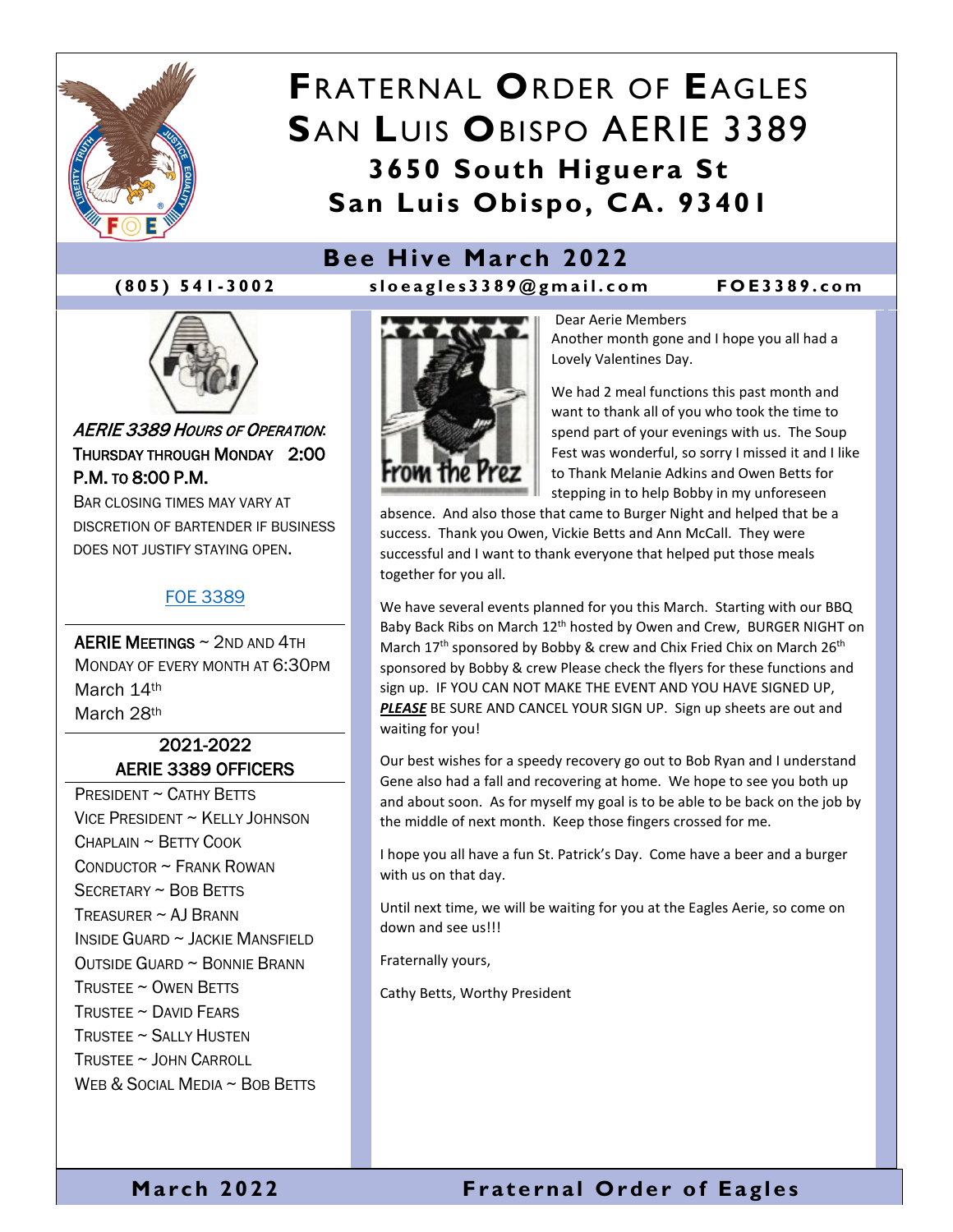# FRATERNAL ORDER OF EAGLES
# SAN LUIS OBISPO AERIE 3389

**3650 South Higuera St**
**San Luis Obispo, CA. 93401**

## Bee Hive March 2022

**(805) 541-3002** **sloeagles3389@gmail.com** **FOE3389.com**

***AERIE 3389 HOURS OF OPERATION:***
**THURSDAY THROUGH MONDAY 2:00 P.M. TO 8:00 P.M.**
BAR CLOSING TIMES MAY VARY AT DISCRETION OF BARTENDER IF BUSINESS DOES NOT JUSTIFY STAYING OPEN.

FOE 3389

**AERIE MEETINGS** ~ 2ND AND 4TH MONDAY OF EVERY MONTH AT 6:30PM
March 14th
March 28th

### 2021-2022 AERIE 3389 OFFICERS

PRESIDENT ~ CATHY BETTS
VICE PRESIDENT ~ KELLY JOHNSON
CHAPLAIN ~ BETTY COOK
CONDUCTOR ~ FRANK ROWAN
SECRETARY ~ BOB BETTS
TREASURER ~ AJ BRANN
INSIDE GUARD ~ JACKIE MANSFIELD
OUTSIDE GUARD ~ BONNIE BRANN
TRUSTEE ~ OWEN BETTS
TRUSTEE ~ DAVID FEARS
TRUSTEE ~ SALLY HUSTEN
TRUSTEE ~ JOHN CARROLL
WEB & SOCIAL MEDIA ~ BOB BETTS

### From the Prez

Dear Aerie Members
Another month gone and I hope you all had a Lovely Valentines Day.

We had 2 meal functions this past month and want to thank all of you who took the time to spend part of your evenings with us. The Soup Fest was wonderful, so sorry I missed it and I like to Thank Melanie Adkins and Owen Betts for stepping in to help Bobby in my unforeseen absence. And also those that came to Burger Night and helped that be a success. Thank you Owen, Vickie Betts and Ann McCall. They were successful and I want to thank everyone that helped put those meals together for you all.

We have several events planned for you this March. Starting with our BBQ Baby Back Ribs on March 12th hosted by Owen and Crew, BURGER NIGHT on March 17th sponsored by Bobby & crew and Chix Fried Chix on March 26th sponsored by Bobby & crew Please check the flyers for these functions and sign up. IF YOU CAN NOT MAKE THE EVENT AND YOU HAVE SIGNED UP, ***PLEASE*** BE SURE AND CANCEL YOUR SIGN UP. Sign up sheets are out and waiting for you!

Our best wishes for a speedy recovery go out to Bob Ryan and I understand Gene also had a fall and recovering at home. We hope to see you both up and about soon. As for myself my goal is to be able to be back on the job by the middle of next month. Keep those fingers crossed for me.

I hope you all have a fun St. Patrick's Day. Come have a beer and a burger with us on that day.

Until next time, we will be waiting for you at the Eagles Aerie, so come on down and see us!!!

Fraternally yours,

Cathy Betts, Worthy President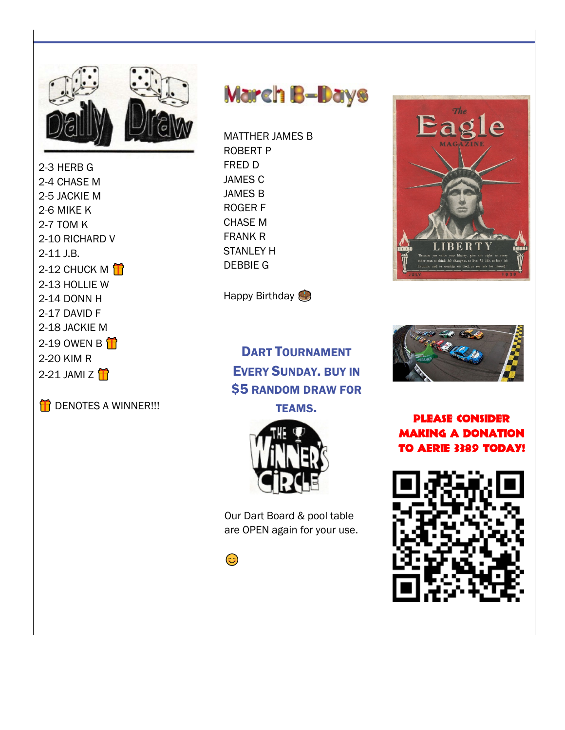## Daily Draw

2-3 HERB G
2-4 CHASE M
2-5 JACKIE M
2-6 MIKE K
2-7 TOM K
2-10 RICHARD V
2-11 J.B.
2-12 CHUCK M 🎁
2-13 HOLLIE W
2-14 DONN H
2-17 DAVID F
2-18 JACKIE M
2-19 OWEN B 🎁
2-20 KIM R
2-21 JAMI Z 🎁

🎁 DENOTES A WINNER!!!

## March B-Days

MATTHER JAMES B
ROBERT P
FRED D
JAMES C
JAMES B
ROGER F
CHASE M
FRANK R
STANLEY H
DEBBIE G

Happy Birthday 🎂

## Dart Tournament Every Sunday. Buy in $5 random draw for teams.

Our Dart Board & pool table are OPEN again for your use.

😊

**PLEASE CONSIDER MAKING A DONATION TO AERIE 3389 TODAY!**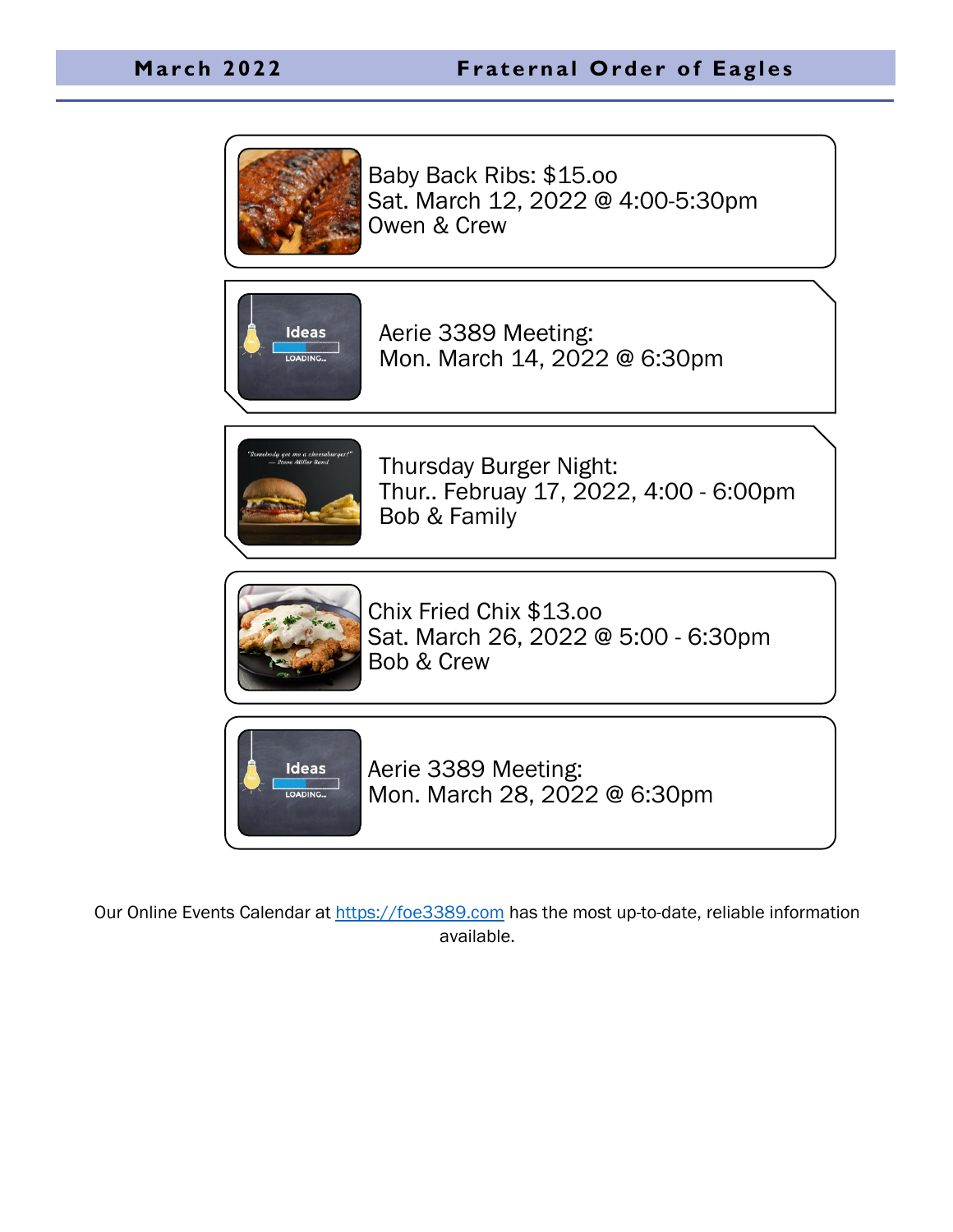Baby Back Ribs: $15.oo
Sat. March 12, 2022 @ 4:00-5:30pm
Owen & Crew

Aerie 3389 Meeting:
Mon. March 14, 2022 @ 6:30pm

Thursday Burger Night:
Thur.. Februay 17, 2022, 4:00 - 6:00pm
Bob & Family

Chix Fried Chix $13.oo
Sat. March 26, 2022 @ 5:00 - 6:30pm
Bob & Crew

Aerie 3389 Meeting:
Mon. March 28, 2022 @ 6:30pm

Our Online Events Calendar at [https://foe3389.com](https://foe3389.com) has the most up-to-date, reliable information available.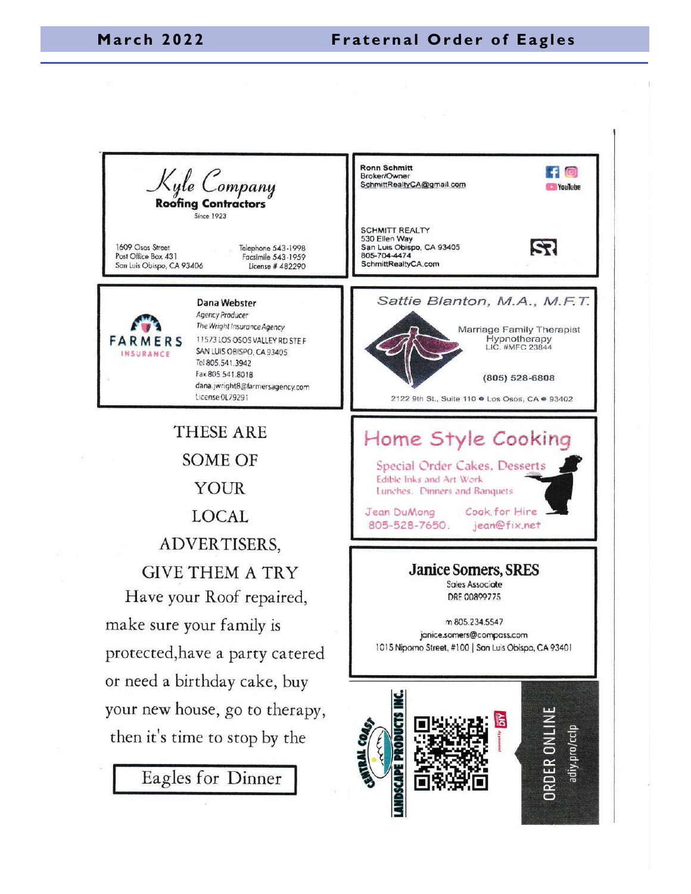**Kyle Company**
**Roofing Contractors**
Since 1923

1609 Osos Street
Post Office Box 431
San Luis Obispo, CA 93406

Telephone 543-1998
Facsimile 543-1959
License # 482290

---

**Ronn Schmitt**
Broker/Owner
SchmittRealtyCA@gmail.com

SCHMITT REALTY
530 Ellen Way
San Luis Obispo, CA 93405
805-704-4474
SchmittRealtyCA.com

---

FARMERS INSURANCE

**Dana Webster**
*Agency Producer*
*The Wright Insurance Agency*
11573 LOS OSOS VALLEY RD STE F
SAN LUIS OBISPO, CA 93405
Tel 805.541.3942
Fax 805.541.8018
dana.jwright8@farmersagency.com
License 0L79291

---

*Sattie Blanton, M.A., M.F.T.*

Marriage Family Therapist
Hypnotherapy
LIC. #MFC 23844

**(805) 528-6808**

2122 9th St., Suite 110 • Los Osos, CA • 93402

---

THESE ARE SOME OF YOUR LOCAL ADVERTISERS, GIVE THEM A TRY

Have your Roof repaired, make sure your family is protected, have a party catered or need a birthday cake, buy your new house, go to therapy, then it's time to stop by the

**Eagles for Dinner**

---

## Home Style Cooking

Special Order Cakes, Desserts
Edible Inks and Art Work
Lunches, Dinners and Banquets

Jean DuMong
805-528-7650.

Cook for Hire
jean@fix.net

---

**Janice Somers, SRES**
Sales Associate
DRE 00899775

m 805.234.5547
janice.somers@compass.com
1015 Nipomo Street, #100 | San Luis Obispo, CA 93401

---

CENTRAL COAST LANDSCAPE PRODUCTS INC.

ORDER ONLINE
adiy.pro/cclp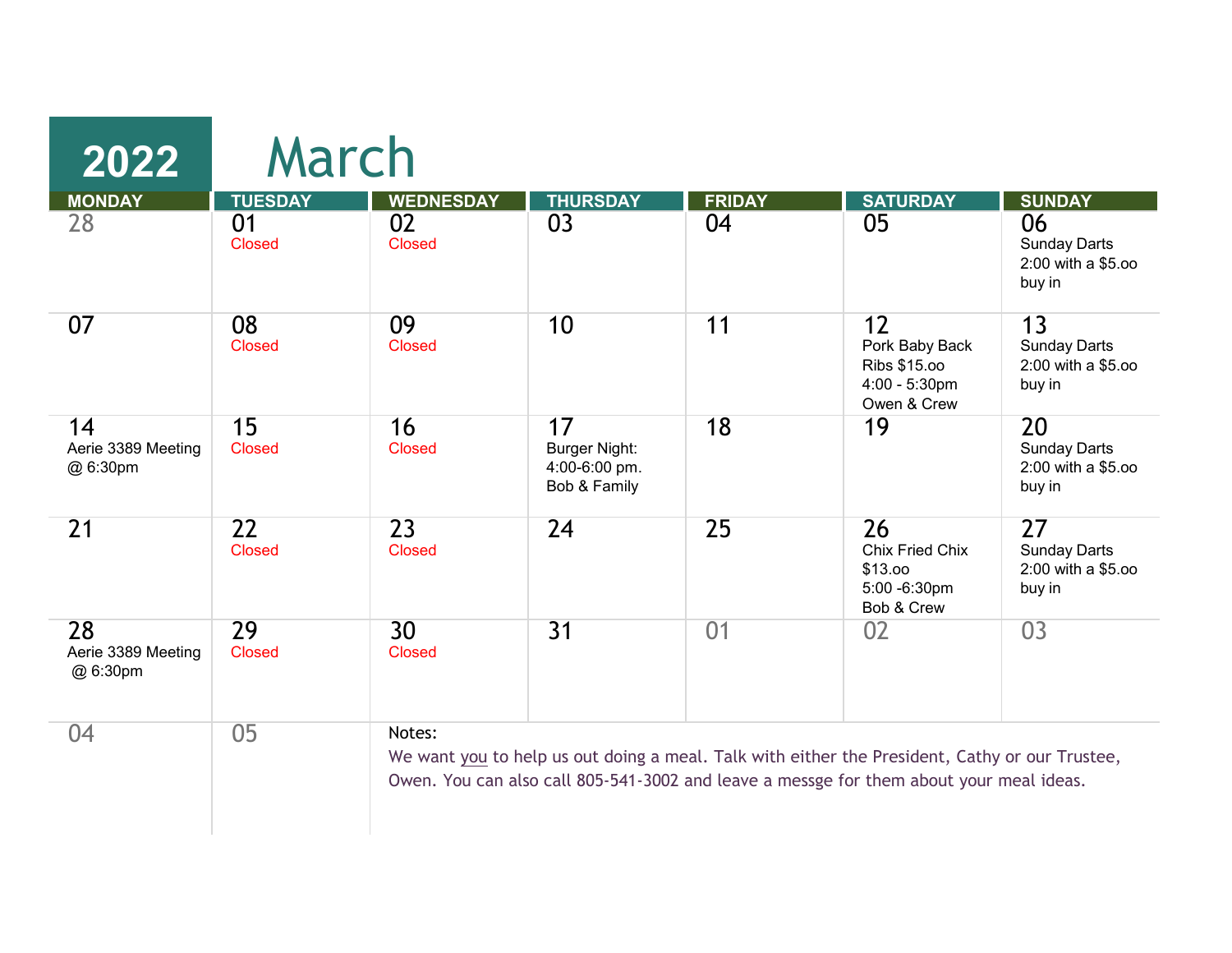# 2022 March

| MONDAY | TUESDAY | WEDNESDAY | THURSDAY | FRIDAY | SATURDAY | SUNDAY |
|---|---|---|---|---|---|---|
| 28 | 01 Closed | 02 Closed | 03 | 04 | 05 | 06 Sunday Darts 2:00 with a $5.oo buy in |
| 07 | 08 Closed | 09 Closed | 10 | 11 | 12 Pork Baby Back Ribs $15.oo 4:00 - 5:30pm Owen & Crew | 13 Sunday Darts 2:00 with a $5.oo buy in |
| 14 Aerie 3389 Meeting @ 6:30pm | 15 Closed | 16 Closed | 17 Burger Night: 4:00-6:00 pm. Bob & Family | 18 | 19 | 20 Sunday Darts 2:00 with a $5.oo buy in |
| 21 | 22 Closed | 23 Closed | 24 | 25 | 26 Chix Fried Chix $13.oo 5:00 -6:30pm Bob & Crew | 27 Sunday Darts 2:00 with a $5.oo buy in |
| 28 Aerie 3389 Meeting @ 6:30pm | 29 Closed | 30 Closed | 31 | 01 | 02 | 03 |
| 04 | 05 | | | | | |

Notes:

We want you to help us out doing a meal. Talk with either the President, Cathy or our Trustee, Owen. You can also call 805-541-3002 and leave a messge for them about your meal ideas.